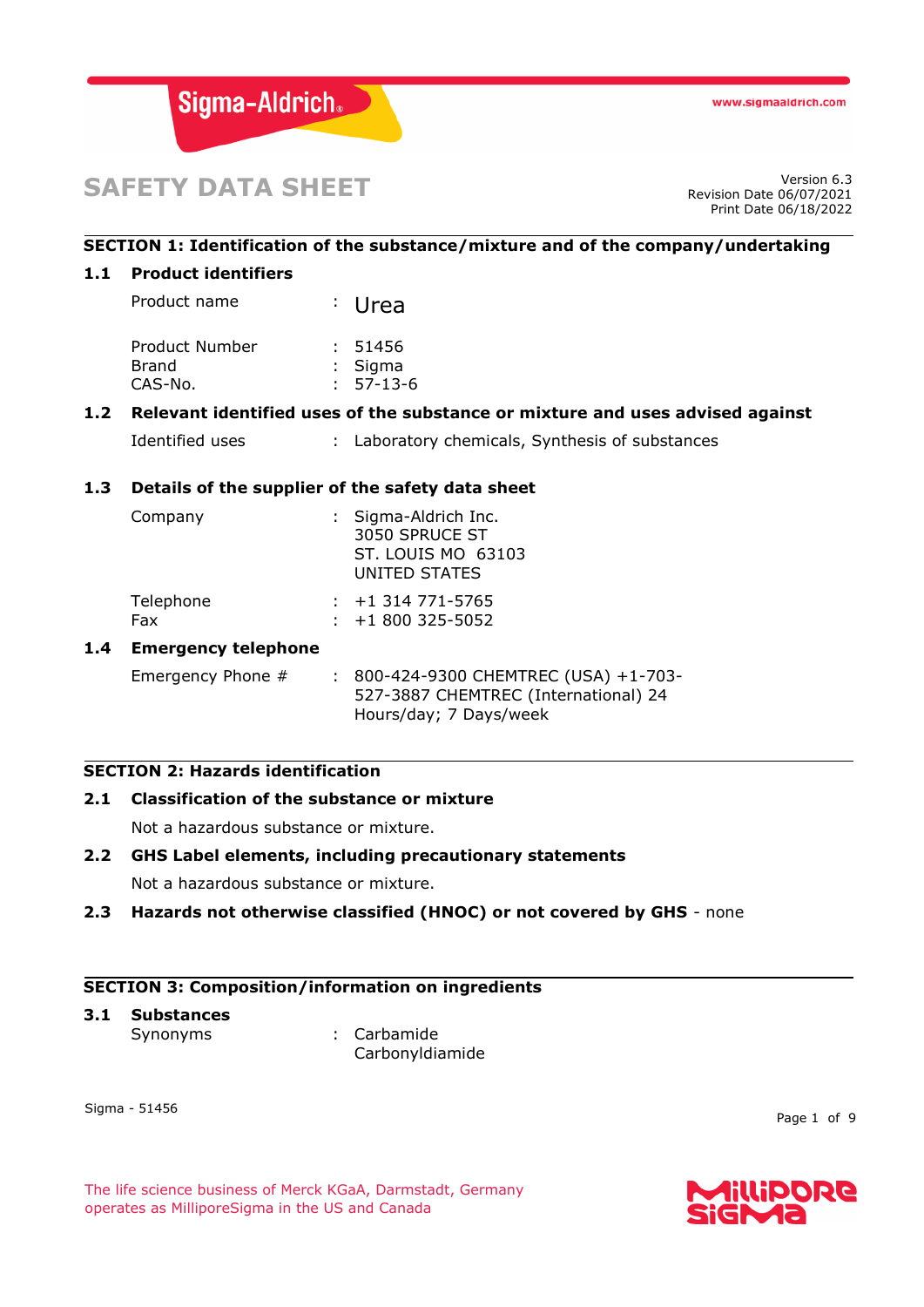# SAFETY DATA SHEET

Version 6.3
Revision Date 06/07/2021
Print Date 06/18/2022

## SECTION 1: Identification of the substance/mixture and of the company/undertaking

### 1.1 Product identifiers

| | | |
|---|---|---|
| Product name | : | Urea |
| Product Number | : | 51456 |
| Brand | : | Sigma |
| CAS-No. | : | 57-13-6 |

### 1.2 Relevant identified uses of the substance or mixture and uses advised against

| | | |
|---|---|---|
| Identified uses | : | Laboratory chemicals, Synthesis of substances |

### 1.3 Details of the supplier of the safety data sheet

| | | |
|---|---|---|
| Company | : | Sigma-Aldrich Inc.<br>3050 SPRUCE ST<br>ST. LOUIS MO 63103<br>UNITED STATES |
| Telephone | : | +1 314 771-5765 |
| Fax | : | +1 800 325-5052 |

### 1.4 Emergency telephone

| | | |
|---|---|---|
| Emergency Phone # | : | 800-424-9300 CHEMTREC (USA) +1-703-527-3887 CHEMTREC (International) 24 Hours/day; 7 Days/week |

## SECTION 2: Hazards identification

### 2.1 Classification of the substance or mixture

Not a hazardous substance or mixture.

### 2.2 GHS Label elements, including precautionary statements

Not a hazardous substance or mixture.

### 2.3 Hazards not otherwise classified (HNOC) or not covered by GHS - none

## SECTION 3: Composition/information on ingredients

### 3.1 Substances

| | | |
|---|---|---|
| Synonyms | : | Carbamide<br>Carbonyldiamide |

Sigma - 51456

The life science business of Merck KGaA, Darmstadt, Germany operates as MilliporeSigma in the US and Canada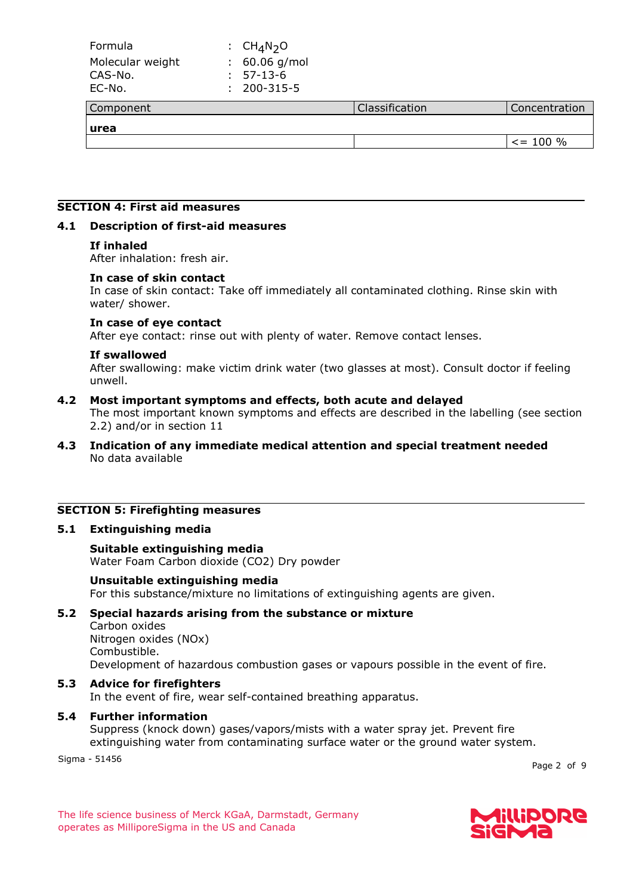Formula : $CH_4N_2O$
Molecular weight : 60.06 g/mol
CAS-No. : 57-13-6
EC-No. : 200-315-5

| Component | Classification | Concentration |
|---|---|---|
| **urea** | | |
| | | <= 100 % |

## SECTION 4: First aid measures

### 4.1 Description of first-aid measures

**If inhaled**
After inhalation: fresh air.

**In case of skin contact**
In case of skin contact: Take off immediately all contaminated clothing. Rinse skin with water/ shower.

**In case of eye contact**
After eye contact: rinse out with plenty of water. Remove contact lenses.

**If swallowed**
After swallowing: make victim drink water (two glasses at most). Consult doctor if feeling unwell.

### 4.2 Most important symptoms and effects, both acute and delayed

The most important known symptoms and effects are described in the labelling (see section 2.2) and/or in section 11

### 4.3 Indication of any immediate medical attention and special treatment needed

No data available

## SECTION 5: Firefighting measures

### 5.1 Extinguishing media

**Suitable extinguishing media**
Water Foam Carbon dioxide ($CO_2$) Dry powder

**Unsuitable extinguishing media**
For this substance/mixture no limitations of extinguishing agents are given.

### 5.2 Special hazards arising from the substance or mixture

Carbon oxides
Nitrogen oxides (NOx)
Combustible.
Development of hazardous combustion gases or vapours possible in the event of fire.

### 5.3 Advice for firefighters

In the event of fire, wear self-contained breathing apparatus.

### 5.4 Further information

Suppress (knock down) gases/vapors/mists with a water spray jet. Prevent fire extinguishing water from contaminating surface water or the ground water system.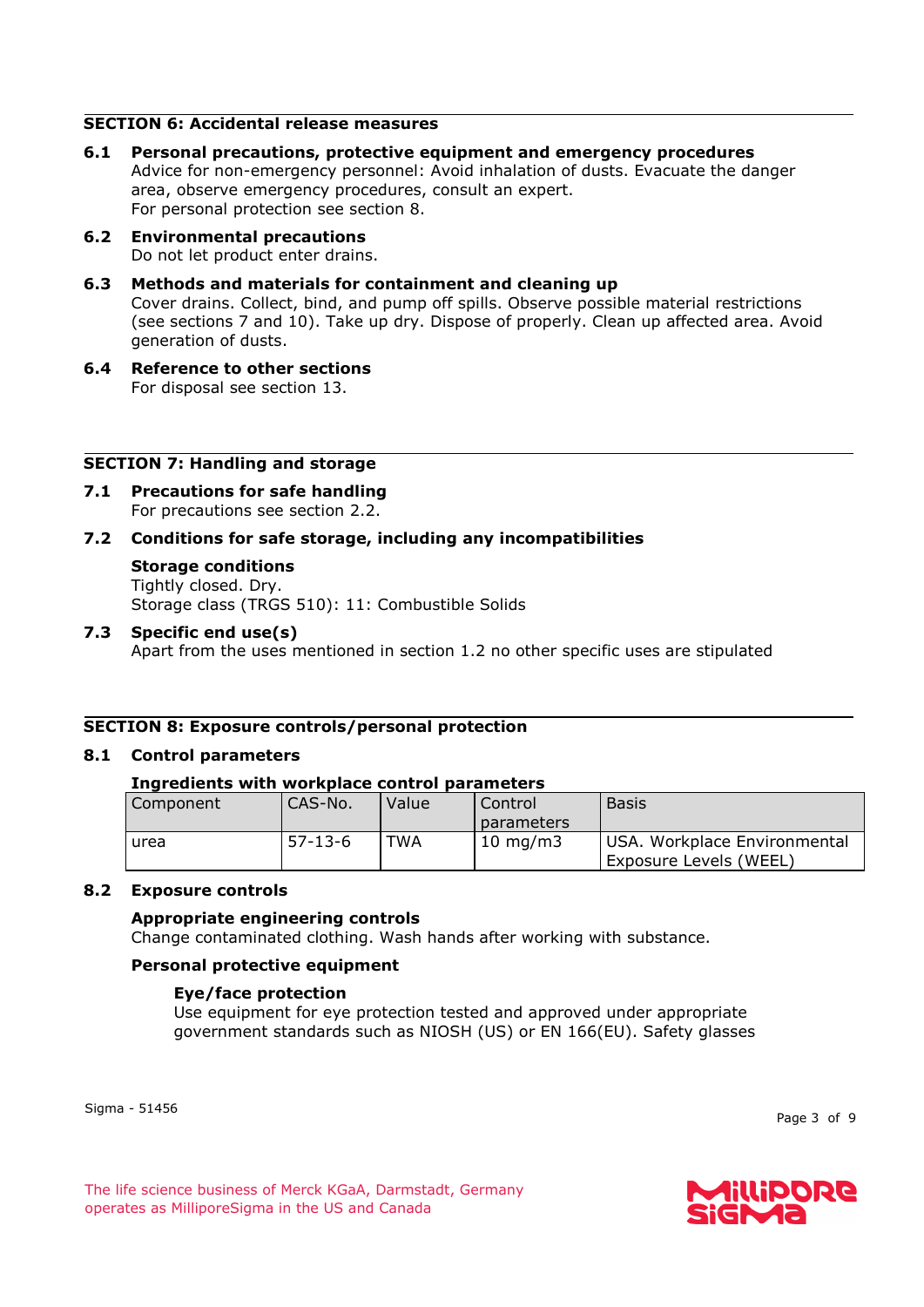## SECTION 6: Accidental release measures

### 6.1 Personal precautions, protective equipment and emergency procedures

Advice for non-emergency personnel: Avoid inhalation of dusts. Evacuate the danger area, observe emergency procedures, consult an expert.
For personal protection see section 8.

### 6.2 Environmental precautions

Do not let product enter drains.

### 6.3 Methods and materials for containment and cleaning up

Cover drains. Collect, bind, and pump off spills. Observe possible material restrictions (see sections 7 and 10). Take up dry. Dispose of properly. Clean up affected area. Avoid generation of dusts.

### 6.4 Reference to other sections

For disposal see section 13.

## SECTION 7: Handling and storage

### 7.1 Precautions for safe handling

For precautions see section 2.2.

### 7.2 Conditions for safe storage, including any incompatibilities

**Storage conditions**
Tightly closed. Dry.
Storage class (TRGS 510): 11: Combustible Solids

### 7.3 Specific end use(s)

Apart from the uses mentioned in section 1.2 no other specific uses are stipulated

## SECTION 8: Exposure controls/personal protection

### 8.1 Control parameters

**Ingredients with workplace control parameters**

| Component | CAS-No. | Value | Control parameters | Basis |
|---|---|---|---|---|
| urea | 57-13-6 | TWA | 10 mg/m3 | USA. Workplace Environmental Exposure Levels (WEEL) |

### 8.2 Exposure controls

**Appropriate engineering controls**
Change contaminated clothing. Wash hands after working with substance.

**Personal protective equipment**

**Eye/face protection**
Use equipment for eye protection tested and approved under appropriate government standards such as NIOSH (US) or EN 166(EU). Safety glasses

Sigma - 51456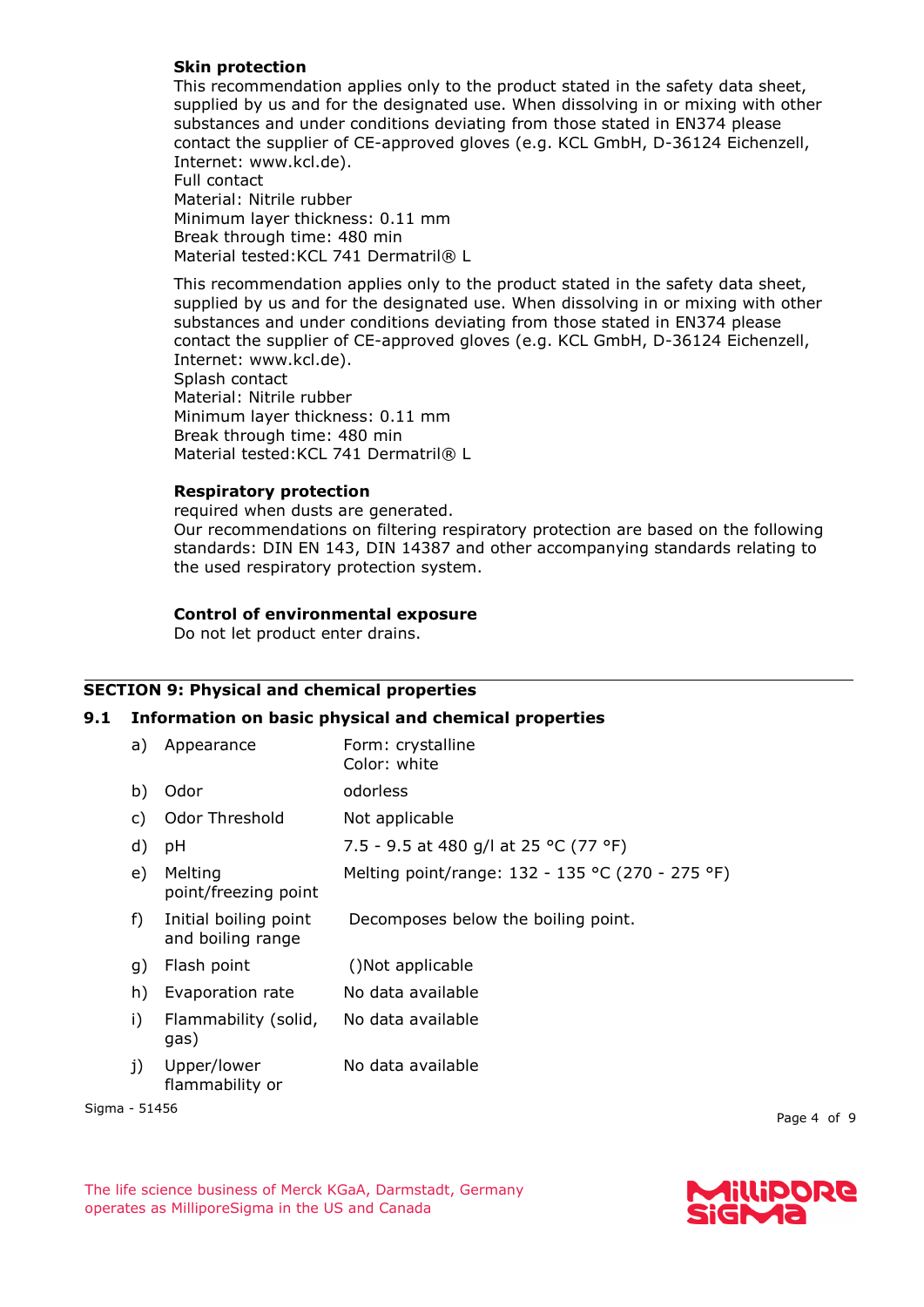**Skin protection**

This recommendation applies only to the product stated in the safety data sheet, supplied by us and for the designated use. When dissolving in or mixing with other substances and under conditions deviating from those stated in EN374 please contact the supplier of CE-approved gloves (e.g. KCL GmbH, D-36124 Eichenzell, Internet: www.kcl.de).
Full contact
Material: Nitrile rubber
Minimum layer thickness: 0.11 mm
Break through time: 480 min
Material tested:KCL 741 Dermatril® L

This recommendation applies only to the product stated in the safety data sheet, supplied by us and for the designated use. When dissolving in or mixing with other substances and under conditions deviating from those stated in EN374 please contact the supplier of CE-approved gloves (e.g. KCL GmbH, D-36124 Eichenzell, Internet: www.kcl.de).
Splash contact
Material: Nitrile rubber
Minimum layer thickness: 0.11 mm
Break through time: 480 min
Material tested:KCL 741 Dermatril® L

**Respiratory protection**

required when dusts are generated.
Our recommendations on filtering respiratory protection are based on the following standards: DIN EN 143, DIN 14387 and other accompanying standards relating to the used respiratory protection system.

**Control of environmental exposure**

Do not let product enter drains.

## SECTION 9: Physical and chemical properties

### 9.1 Information on basic physical and chemical properties

| | | |
|---|---|---|
| a) | Appearance | Form: crystalline<br>Color: white |
| b) | Odor | odorless |
| c) | Odor Threshold | Not applicable |
| d) | pH | 7.5 - 9.5 at 480 g/l at 25 °C (77 °F) |
| e) | Melting point/freezing point | Melting point/range: 132 - 135 °C (270 - 275 °F) |
| f) | Initial boiling point and boiling range | Decomposes below the boiling point. |
| g) | Flash point | ()Not applicable |
| h) | Evaporation rate | No data available |
| i) | Flammability (solid, gas) | No data available |
| j) | Upper/lower flammability or | No data available |

Sigma - 51456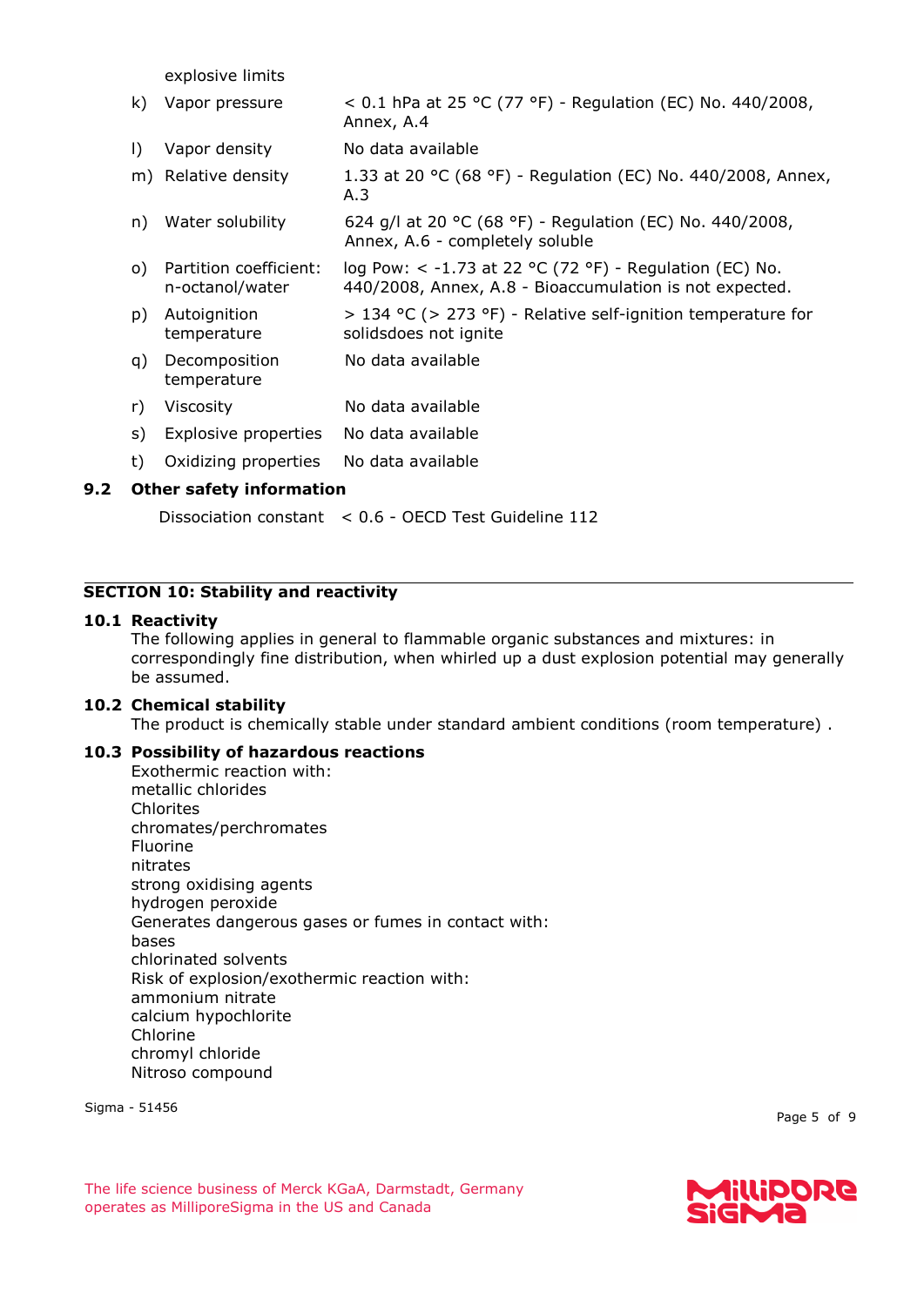| | | |
|---|---|---|
| | explosive limits | |
| k) | Vapor pressure | < 0.1 hPa at 25 °C (77 °F) - Regulation (EC) No. 440/2008, Annex, A.4 |
| l) | Vapor density | No data available |
| m) | Relative density | 1.33 at 20 °C (68 °F) - Regulation (EC) No. 440/2008, Annex, A.3 |
| n) | Water solubility | 624 g/l at 20 °C (68 °F) - Regulation (EC) No. 440/2008, Annex, A.6 - completely soluble |
| o) | Partition coefficient: n-octanol/water | log Pow: < -1.73 at 22 °C (72 °F) - Regulation (EC) No. 440/2008, Annex, A.8 - Bioaccumulation is not expected. |
| p) | Autoignition temperature | > 134 °C (> 273 °F) - Relative self-ignition temperature for solidsdoes not ignite |
| q) | Decomposition temperature | No data available |
| r) | Viscosity | No data available |
| s) | Explosive properties | No data available |
| t) | Oxidizing properties | No data available |

**9.2 Other safety information**

Dissociation constant < 0.6 - OECD Test Guideline 112

## SECTION 10: Stability and reactivity

**10.1 Reactivity**

The following applies in general to flammable organic substances and mixtures: in correspondingly fine distribution, when whirled up a dust explosion potential may generally be assumed.

**10.2 Chemical stability**

The product is chemically stable under standard ambient conditions (room temperature) .

**10.3 Possibility of hazardous reactions**

Exothermic reaction with:
metallic chlorides
Chlorites
chromates/perchromates
Fluorine
nitrates
strong oxidising agents
hydrogen peroxide
Generates dangerous gases or fumes in contact with:
bases
chlorinated solvents
Risk of explosion/exothermic reaction with:
ammonium nitrate
calcium hypochlorite
Chlorine
chromyl chloride
Nitroso compound

Sigma - 51456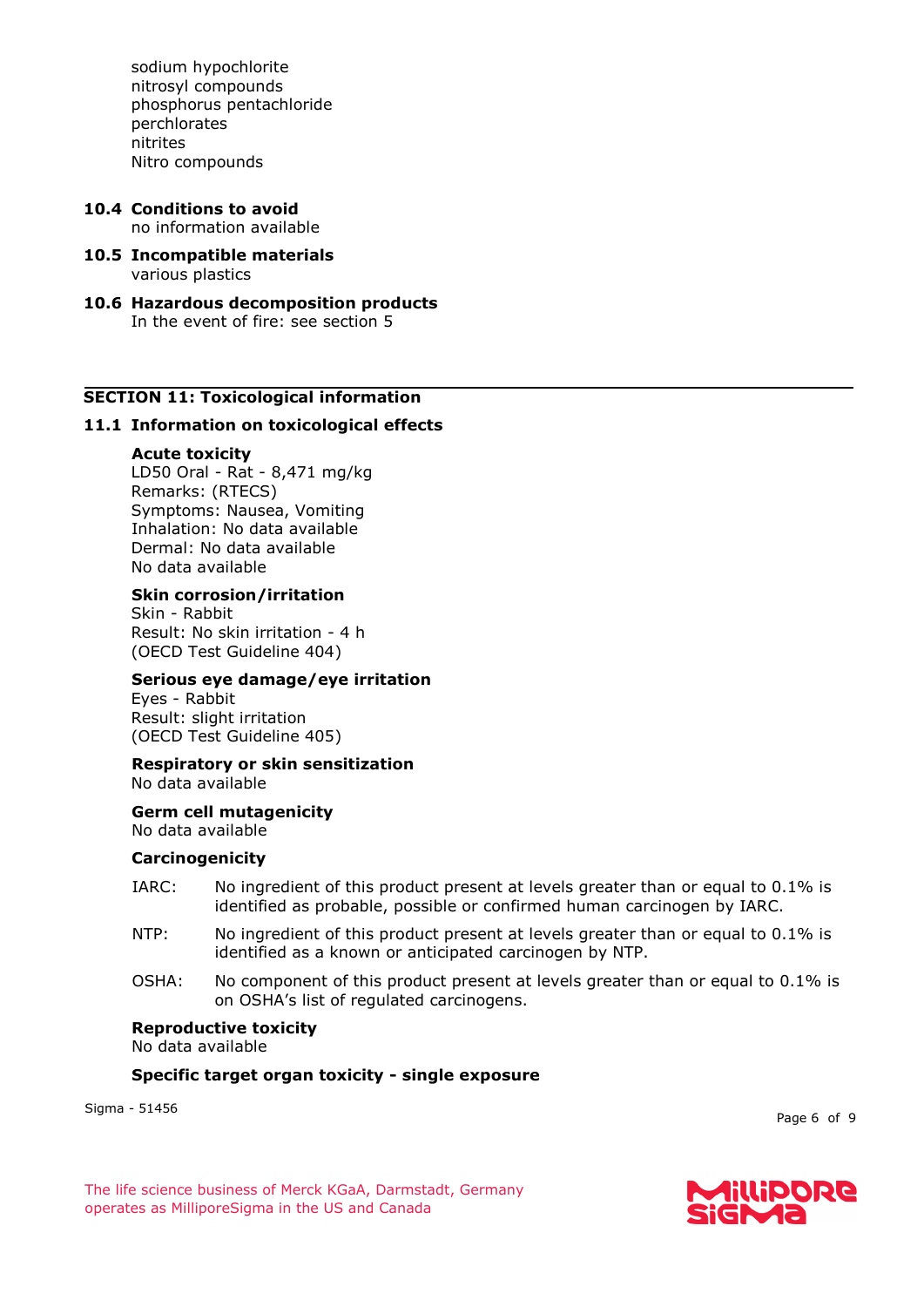sodium hypochlorite
nitrosyl compounds
phosphorus pentachloride
perchlorates
nitrites
Nitro compounds

**10.4 Conditions to avoid**
no information available

**10.5 Incompatible materials**
various plastics

**10.6 Hazardous decomposition products**
In the event of fire: see section 5

## SECTION 11: Toxicological information

### 11.1 Information on toxicological effects

**Acute toxicity**
LD50 Oral - Rat - 8,471 mg/kg
Remarks: (RTECS)
Symptoms: Nausea, Vomiting
Inhalation: No data available
Dermal: No data available
No data available

**Skin corrosion/irritation**
Skin - Rabbit
Result: No skin irritation - 4 h
(OECD Test Guideline 404)

**Serious eye damage/eye irritation**
Eyes - Rabbit
Result: slight irritation
(OECD Test Guideline 405)

**Respiratory or skin sensitization**
No data available

**Germ cell mutagenicity**
No data available

**Carcinogenicity**

IARC: No ingredient of this product present at levels greater than or equal to 0.1% is identified as probable, possible or confirmed human carcinogen by IARC.

NTP: No ingredient of this product present at levels greater than or equal to 0.1% is identified as a known or anticipated carcinogen by NTP.

OSHA: No component of this product present at levels greater than or equal to 0.1% is on OSHA's list of regulated carcinogens.

**Reproductive toxicity**
No data available

**Specific target organ toxicity - single exposure**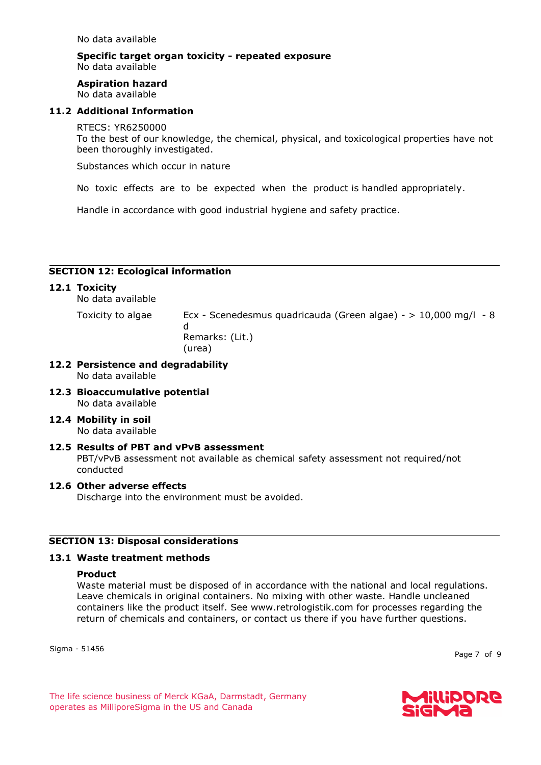No data available

**Specific target organ toxicity - repeated exposure**
No data available

**Aspiration hazard**
No data available

### 11.2 Additional Information

RTECS: YR6250000
To the best of our knowledge, the chemical, physical, and toxicological properties have not been thoroughly investigated.

Substances which occur in nature

No toxic effects are to be expected when the product is handled appropriately.

Handle in accordance with good industrial hygiene and safety practice.

## SECTION 12: Ecological information

### 12.1 Toxicity

No data available

| | |
|---|---|
| Toxicity to algae | Ecx - Scenedesmus quadricauda (Green algae) - > 10,000 mg/l - 8 d<br>Remarks: (Lit.)<br>(urea) |

### 12.2 Persistence and degradability

No data available

### 12.3 Bioaccumulative potential

No data available

### 12.4 Mobility in soil

No data available

### 12.5 Results of PBT and vPvB assessment

PBT/vPvB assessment not available as chemical safety assessment not required/not conducted

### 12.6 Other adverse effects

Discharge into the environment must be avoided.

## SECTION 13: Disposal considerations

### 13.1 Waste treatment methods

**Product**
Waste material must be disposed of in accordance with the national and local regulations. Leave chemicals in original containers. No mixing with other waste. Handle uncleaned containers like the product itself. See www.retrologistik.com for processes regarding the return of chemicals and containers, or contact us there if you have further questions.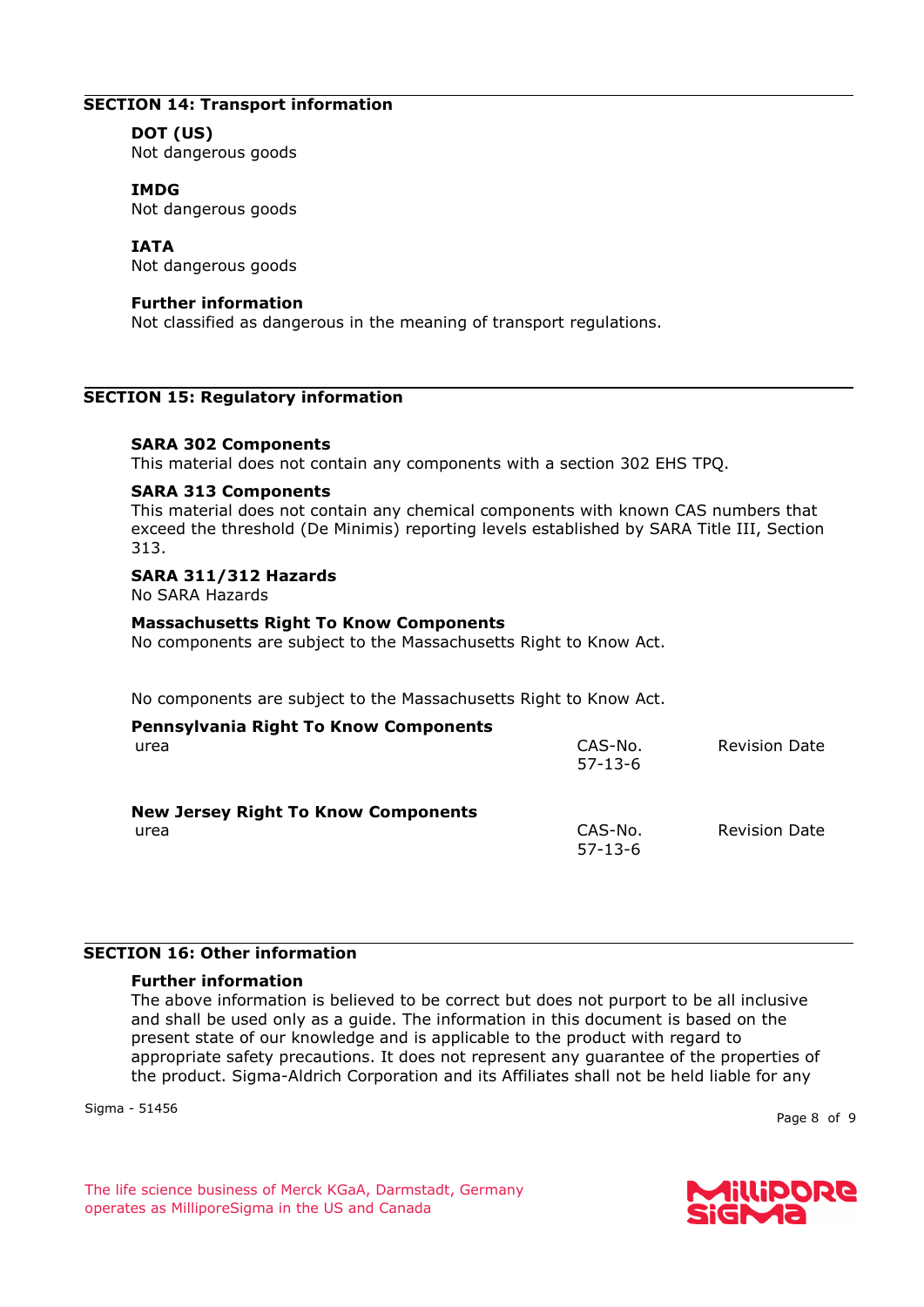## SECTION 14: Transport information

**DOT (US)**
Not dangerous goods

**IMDG**
Not dangerous goods

**IATA**
Not dangerous goods

**Further information**
Not classified as dangerous in the meaning of transport regulations.

## SECTION 15: Regulatory information

**SARA 302 Components**
This material does not contain any components with a section 302 EHS TPQ.

**SARA 313 Components**
This material does not contain any chemical components with known CAS numbers that exceed the threshold (De Minimis) reporting levels established by SARA Title III, Section 313.

**SARA 311/312 Hazards**
No SARA Hazards

**Massachusetts Right To Know Components**
No components are subject to the Massachusetts Right to Know Act.

No components are subject to the Massachusetts Right to Know Act.

**Pennsylvania Right To Know Components**

| | | |
|---|---|---|
| urea | CAS-No. 57-13-6 | Revision Date |

**New Jersey Right To Know Components**

| | | |
|---|---|---|
| urea | CAS-No. 57-13-6 | Revision Date |

## SECTION 16: Other information

**Further information**
The above information is believed to be correct but does not purport to be all inclusive and shall be used only as a guide. The information in this document is based on the present state of our knowledge and is applicable to the product with regard to appropriate safety precautions. It does not represent any guarantee of the properties of the product. Sigma-Aldrich Corporation and its Affiliates shall not be held liable for any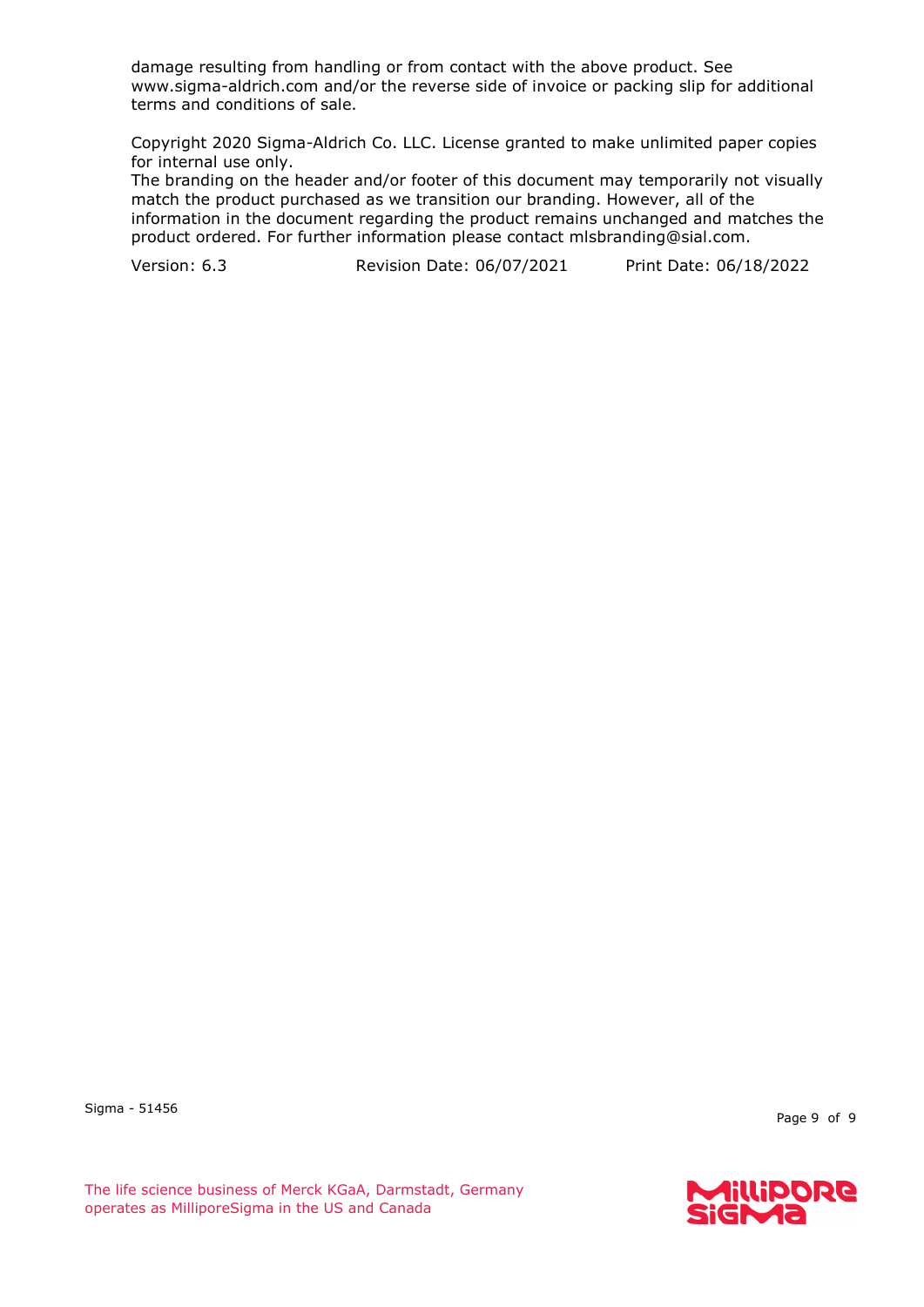damage resulting from handling or from contact with the above product. See www.sigma-aldrich.com and/or the reverse side of invoice or packing slip for additional terms and conditions of sale.

Copyright 2020 Sigma-Aldrich Co. LLC. License granted to make unlimited paper copies for internal use only.
The branding on the header and/or footer of this document may temporarily not visually match the product purchased as we transition our branding. However, all of the information in the document regarding the product remains unchanged and matches the product ordered. For further information please contact mlsbranding@sial.com.

Version: 6.3 Revision Date: 06/07/2021 Print Date: 06/18/2022